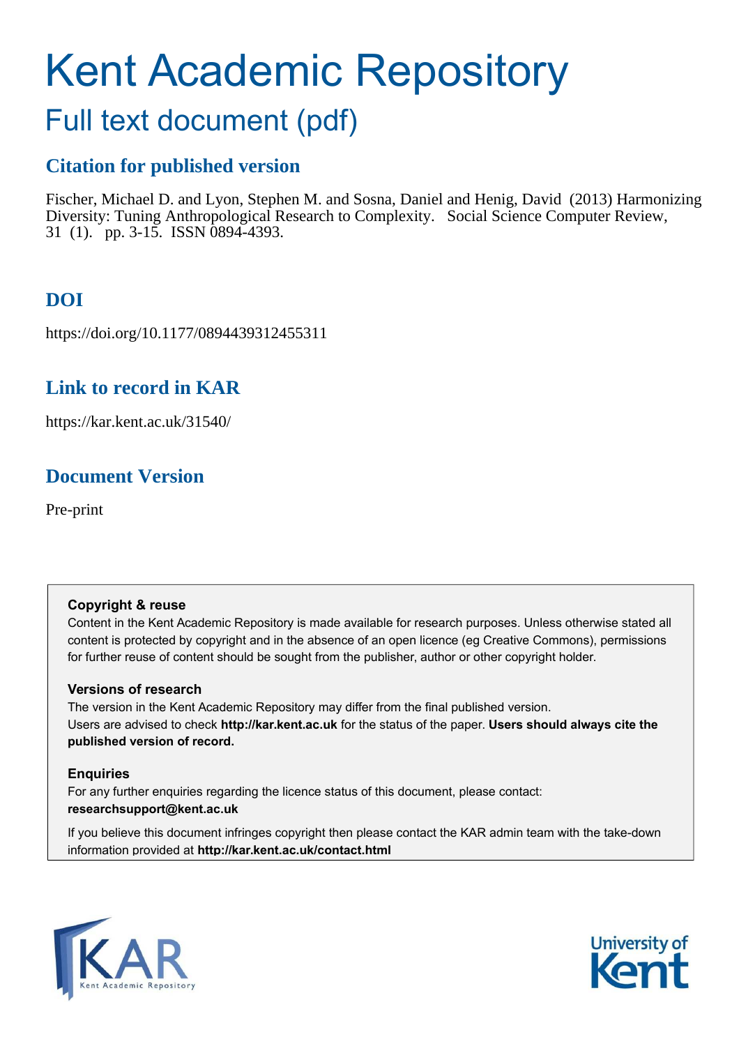# Kent Academic Repository

## Full text document (pdf)

## Citation for published version

Fischer, Michael D. and Lyon, Stephen M. and Sosna, Daniel and Henig, David (2013) Harmonizing Diversity: Tuning Anthropological Research to Complexity. Social Science Computer Review, 31 (1). pp. 3-15. ISSN 0894-4393.

## DOI

https://doi.org/10.1177/0894439312455311

## Link to record in KAR

https://kar.kent.ac.uk/31540/

## Document Version

Pre-print

**Copyright & reuse**

Content in the Kent Academic Repository is made available for research purposes. Unless otherwise stated all content is protected by copyright and in the absence of an open licence (eg Creative Commons), permissions for further reuse of content should be sought from the publisher, author or other copyright holder.

**Versions of research**

The version in the Kent Academic Repository may differ from the final published version. Users are advised to check **http://kar.kent.ac.uk** for the status of the paper. **Users should always cite the published version of record.**

**Enquiries**

For any further enquiries regarding the licence status of this document, please contact: **researchsupport@kent.ac.uk**

If you believe this document infringes copyright then please contact the KAR admin team with the take-down information provided at **http://kar.kent.ac.uk/contact.html**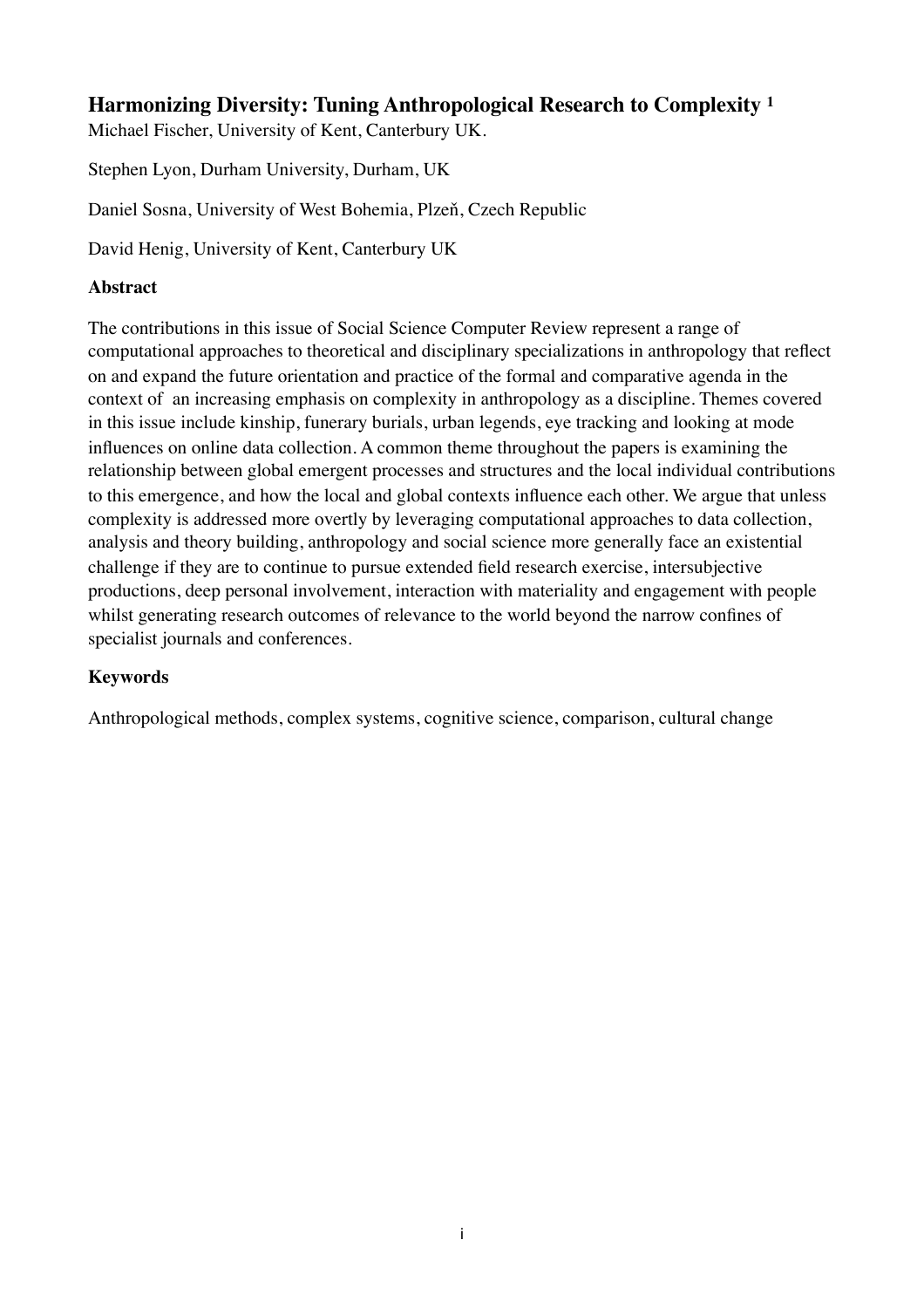# Harmonizing Diversity: Tuning Anthropological Research to Complexity [1]

Michael Fischer, University of Kent, Canterbury UK.

Stephen Lyon, Durham University, Durham, UK

Daniel Sosna, University of West Bohemia, Plzeň, Czech Republic

David Henig, University of Kent, Canterbury UK

## Abstract

The contributions in this issue of Social Science Computer Review represent a range of computational approaches to theoretical and disciplinary specializations in anthropology that reflect on and expand the future orientation and practice of the formal and comparative agenda in the context of an increasing emphasis on complexity in anthropology as a discipline. Themes covered in this issue include kinship, funerary burials, urban legends, eye tracking and looking at mode influences on online data collection. A common theme throughout the papers is examining the relationship between global emergent processes and structures and the local individual contributions to this emergence, and how the local and global contexts influence each other. We argue that unless complexity is addressed more overtly by leveraging computational approaches to data collection, analysis and theory building, anthropology and social science more generally face an existential challenge if they are to continue to pursue extended field research exercise, intersubjective productions, deep personal involvement, interaction with materiality and engagement with people whilst generating research outcomes of relevance to the world beyond the narrow confines of specialist journals and conferences.

## Keywords

Anthropological methods, complex systems, cognitive science, comparison, cultural change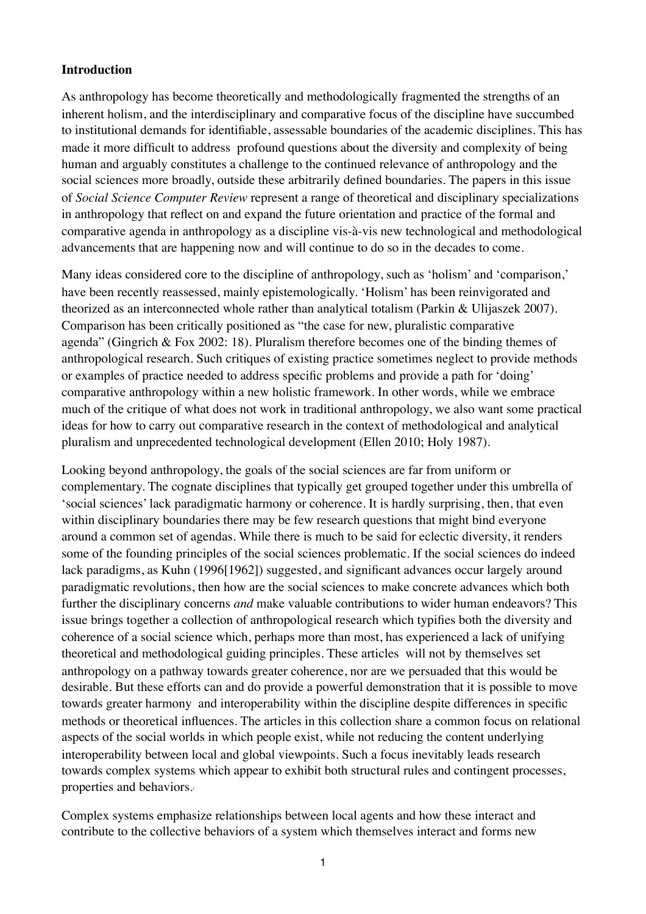**Introduction**

As anthropology has become theoretically and methodologically fragmented the strengths of an inherent holism, and the interdisciplinary and comparative focus of the discipline have succumbed to institutional demands for identifiable, assessable boundaries of the academic disciplines. This has made it more difficult to address profound questions about the diversity and complexity of being human and arguably constitutes a challenge to the continued relevance of anthropology and the social sciences more broadly, outside these arbitrarily defined boundaries. The papers in this issue of *Social Science Computer Review* represent a range of theoretical and disciplinary specializations in anthropology that reflect on and expand the future orientation and practice of the formal and comparative agenda in anthropology as a discipline vis-à-vis new technological and methodological advancements that are happening now and will continue to do so in the decades to come.

Many ideas considered core to the discipline of anthropology, such as 'holism' and 'comparison,' have been recently reassessed, mainly epistemologically. 'Holism' has been reinvigorated and theorized as an interconnected whole rather than analytical totalism (Parkin & Ulijaszek 2007). Comparison has been critically positioned as "the case for new, pluralistic comparative agenda" (Gingrich & Fox 2002: 18). Pluralism therefore becomes one of the binding themes of anthropological research. Such critiques of existing practice sometimes neglect to provide methods or examples of practice needed to address specific problems and provide a path for 'doing' comparative anthropology within a new holistic framework. In other words, while we embrace much of the critique of what does not work in traditional anthropology, we also want some practical ideas for how to carry out comparative research in the context of methodological and analytical pluralism and unprecedented technological development (Ellen 2010; Holy 1987).

Looking beyond anthropology, the goals of the social sciences are far from uniform or complementary. The cognate disciplines that typically get grouped together under this umbrella of 'social sciences' lack paradigmatic harmony or coherence. It is hardly surprising, then, that even within disciplinary boundaries there may be few research questions that might bind everyone around a common set of agendas. While there is much to be said for eclectic diversity, it renders some of the founding principles of the social sciences problematic. If the social sciences do indeed lack paradigms, as Kuhn (1996[1962]) suggested, and significant advances occur largely around paradigmatic revolutions, then how are the social sciences to make concrete advances which both further the disciplinary concerns *and* make valuable contributions to wider human endeavors? This issue brings together a collection of anthropological research which typifies both the diversity and coherence of a social science which, perhaps more than most, has experienced a lack of unifying theoretical and methodological guiding principles. These articles will not by themselves set anthropology on a pathway towards greater coherence, nor are we persuaded that this would be desirable. But these efforts can and do provide a powerful demonstration that it is possible to move towards greater harmony and interoperability within the discipline despite differences in specific methods or theoretical influences. The articles in this collection share a common focus on relational aspects of the social worlds in which people exist, while not reducing the content underlying interoperability between local and global viewpoints. Such a focus inevitably leads research towards complex systems which appear to exhibit both structural rules and contingent processes, properties and behaviors.

Complex systems emphasize relationships between local agents and how these interact and contribute to the collective behaviors of a system which themselves interact and forms new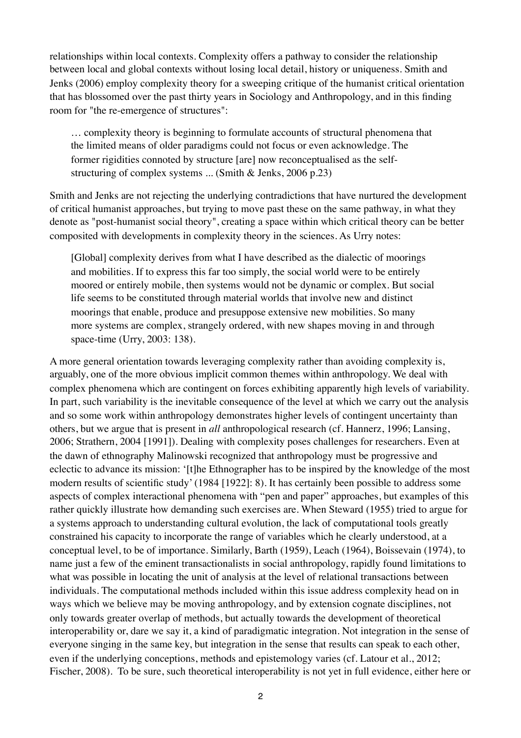relationships within local contexts. Complexity offers a pathway to consider the relationship between local and global contexts without losing local detail, history or uniqueness. Smith and Jenks (2006) employ complexity theory for a sweeping critique of the humanist critical orientation that has blossomed over the past thirty years in Sociology and Anthropology, and in this finding room for "the re-emergence of structures":

> … complexity theory is beginning to formulate accounts of structural phenomena that the limited means of older paradigms could not focus or even acknowledge. The former rigidities connoted by structure [are] now reconceptualised as the self-structuring of complex systems ... (Smith & Jenks, 2006 p.23)

Smith and Jenks are not rejecting the underlying contradictions that have nurtured the development of critical humanist approaches, but trying to move past these on the same pathway, in what they denote as "post-humanist social theory", creating a space within which critical theory can be better composited with developments in complexity theory in the sciences. As Urry notes:

> [Global] complexity derives from what I have described as the dialectic of moorings and mobilities. If to express this far too simply, the social world were to be entirely moored or entirely mobile, then systems would not be dynamic or complex. But social life seems to be constituted through material worlds that involve new and distinct moorings that enable, produce and presuppose extensive new mobilities. So many more systems are complex, strangely ordered, with new shapes moving in and through space-time (Urry, 2003: 138).

A more general orientation towards leveraging complexity rather than avoiding complexity is, arguably, one of the more obvious implicit common themes within anthropology. We deal with complex phenomena which are contingent on forces exhibiting apparently high levels of variability. In part, such variability is the inevitable consequence of the level at which we carry out the analysis and so some work within anthropology demonstrates higher levels of contingent uncertainty than others, but we argue that is present in *all* anthropological research (cf. Hannerz, 1996; Lansing, 2006; Strathern, 2004 [1991]). Dealing with complexity poses challenges for researchers. Even at the dawn of ethnography Malinowski recognized that anthropology must be progressive and eclectic to advance its mission: '[t]he Ethnographer has to be inspired by the knowledge of the most modern results of scientific study' (1984 [1922]: 8). It has certainly been possible to address some aspects of complex interactional phenomena with "pen and paper" approaches, but examples of this rather quickly illustrate how demanding such exercises are. When Steward (1955) tried to argue for a systems approach to understanding cultural evolution, the lack of computational tools greatly constrained his capacity to incorporate the range of variables which he clearly understood, at a conceptual level, to be of importance. Similarly, Barth (1959), Leach (1964), Boissevain (1974), to name just a few of the eminent transactionalists in social anthropology, rapidly found limitations to what was possible in locating the unit of analysis at the level of relational transactions between individuals. The computational methods included within this issue address complexity head on in ways which we believe may be moving anthropology, and by extension cognate disciplines, not only towards greater overlap of methods, but actually towards the development of theoretical interoperability or, dare we say it, a kind of paradigmatic integration. Not integration in the sense of everyone singing in the same key, but integration in the sense that results can speak to each other, even if the underlying conceptions, methods and epistemology varies (cf. Latour et al., 2012; Fischer, 2008). To be sure, such theoretical interoperability is not yet in full evidence, either here or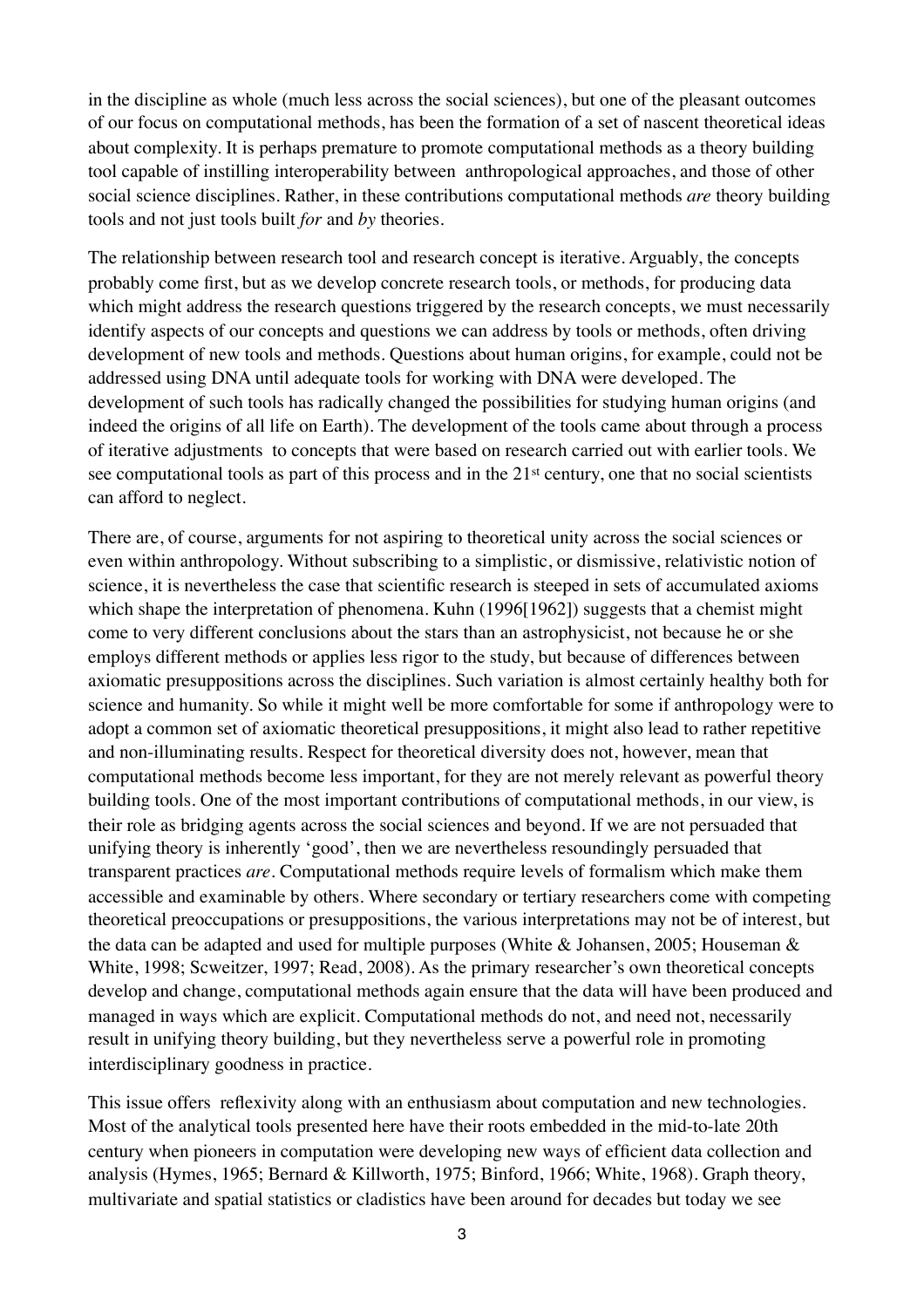in the discipline as whole (much less across the social sciences), but one of the pleasant outcomes of our focus on computational methods, has been the formation of a set of nascent theoretical ideas about complexity. It is perhaps premature to promote computational methods as a theory building tool capable of instilling interoperability between anthropological approaches, and those of other social science disciplines. Rather, in these contributions computational methods *are* theory building tools and not just tools built *for* and *by* theories.

The relationship between research tool and research concept is iterative. Arguably, the concepts probably come first, but as we develop concrete research tools, or methods, for producing data which might address the research questions triggered by the research concepts, we must necessarily identify aspects of our concepts and questions we can address by tools or methods, often driving development of new tools and methods. Questions about human origins, for example, could not be addressed using DNA until adequate tools for working with DNA were developed. The development of such tools has radically changed the possibilities for studying human origins (and indeed the origins of all life on Earth). The development of the tools came about through a process of iterative adjustments to concepts that were based on research carried out with earlier tools. We see computational tools as part of this process and in the 21st century, one that no social scientists can afford to neglect.

There are, of course, arguments for not aspiring to theoretical unity across the social sciences or even within anthropology. Without subscribing to a simplistic, or dismissive, relativistic notion of science, it is nevertheless the case that scientific research is steeped in sets of accumulated axioms which shape the interpretation of phenomena. Kuhn (1996[1962]) suggests that a chemist might come to very different conclusions about the stars than an astrophysicist, not because he or she employs different methods or applies less rigor to the study, but because of differences between axiomatic presuppositions across the disciplines. Such variation is almost certainly healthy both for science and humanity. So while it might well be more comfortable for some if anthropology were to adopt a common set of axiomatic theoretical presuppositions, it might also lead to rather repetitive and non-illuminating results. Respect for theoretical diversity does not, however, mean that computational methods become less important, for they are not merely relevant as powerful theory building tools. One of the most important contributions of computational methods, in our view, is their role as bridging agents across the social sciences and beyond. If we are not persuaded that unifying theory is inherently 'good', then we are nevertheless resoundingly persuaded that transparent practices *are*. Computational methods require levels of formalism which make them accessible and examinable by others. Where secondary or tertiary researchers come with competing theoretical preoccupations or presuppositions, the various interpretations may not be of interest, but the data can be adapted and used for multiple purposes (White & Johansen, 2005; Houseman & White, 1998; Scweitzer, 1997; Read, 2008). As the primary researcher's own theoretical concepts develop and change, computational methods again ensure that the data will have been produced and managed in ways which are explicit. Computational methods do not, and need not, necessarily result in unifying theory building, but they nevertheless serve a powerful role in promoting interdisciplinary goodness in practice.

This issue offers reflexivity along with an enthusiasm about computation and new technologies. Most of the analytical tools presented here have their roots embedded in the mid-to-late 20th century when pioneers in computation were developing new ways of efficient data collection and analysis (Hymes, 1965; Bernard & Killworth, 1975; Binford, 1966; White, 1968). Graph theory, multivariate and spatial statistics or cladistics have been around for decades but today we see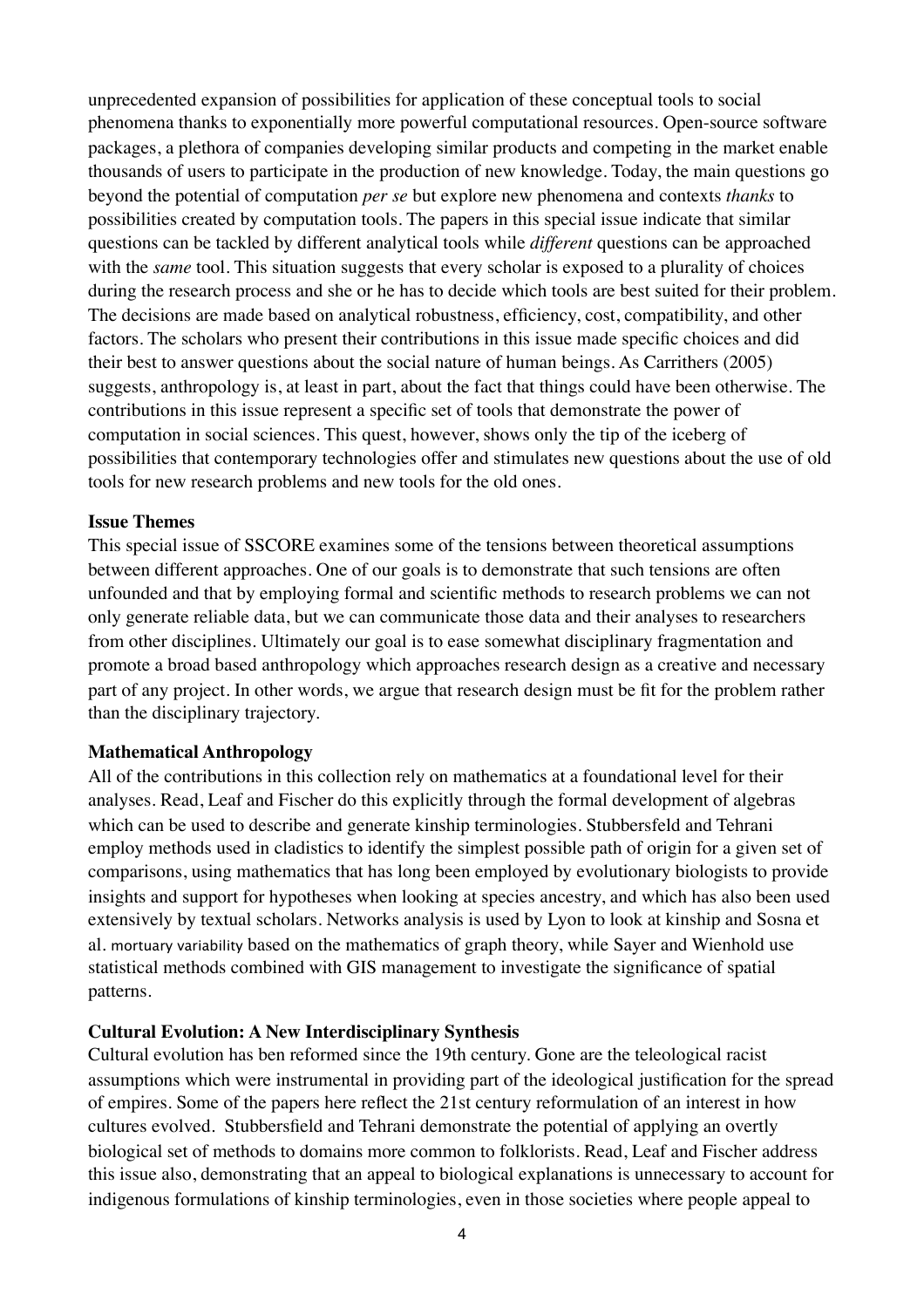unprecedented expansion of possibilities for application of these conceptual tools to social phenomena thanks to exponentially more powerful computational resources. Open-source software packages, a plethora of companies developing similar products and competing in the market enable thousands of users to participate in the production of new knowledge. Today, the main questions go beyond the potential of computation *per se* but explore new phenomena and contexts *thanks* to possibilities created by computation tools. The papers in this special issue indicate that similar questions can be tackled by different analytical tools while *different* questions can be approached with the *same* tool. This situation suggests that every scholar is exposed to a plurality of choices during the research process and she or he has to decide which tools are best suited for their problem. The decisions are made based on analytical robustness, efficiency, cost, compatibility, and other factors. The scholars who present their contributions in this issue made specific choices and did their best to answer questions about the social nature of human beings. As Carrithers (2005) suggests, anthropology is, at least in part, about the fact that things could have been otherwise. The contributions in this issue represent a specific set of tools that demonstrate the power of computation in social sciences. This quest, however, shows only the tip of the iceberg of possibilities that contemporary technologies offer and stimulates new questions about the use of old tools for new research problems and new tools for the old ones.

**Issue Themes**

This special issue of SSCORE examines some of the tensions between theoretical assumptions between different approaches. One of our goals is to demonstrate that such tensions are often unfounded and that by employing formal and scientific methods to research problems we can not only generate reliable data, but we can communicate those data and their analyses to researchers from other disciplines. Ultimately our goal is to ease somewhat disciplinary fragmentation and promote a broad based anthropology which approaches research design as a creative and necessary part of any project. In other words, we argue that research design must be fit for the problem rather than the disciplinary trajectory.

**Mathematical Anthropology**

All of the contributions in this collection rely on mathematics at a foundational level for their analyses. Read, Leaf and Fischer do this explicitly through the formal development of algebras which can be used to describe and generate kinship terminologies. Stubbersfeld and Tehrani employ methods used in cladistics to identify the simplest possible path of origin for a given set of comparisons, using mathematics that has long been employed by evolutionary biologists to provide insights and support for hypotheses when looking at species ancestry, and which has also been used extensively by textual scholars. Networks analysis is used by Lyon to look at kinship and Sosna et al. mortuary variability based on the mathematics of graph theory, while Sayer and Wienhold use statistical methods combined with GIS management to investigate the significance of spatial patterns.

**Cultural Evolution: A New Interdisciplinary Synthesis**

Cultural evolution has ben reformed since the 19th century. Gone are the teleological racist assumptions which were instrumental in providing part of the ideological justification for the spread of empires. Some of the papers here reflect the 21st century reformulation of an interest in how cultures evolved. Stubbersfield and Tehrani demonstrate the potential of applying an overtly biological set of methods to domains more common to folklorists. Read, Leaf and Fischer address this issue also, demonstrating that an appeal to biological explanations is unnecessary to account for indigenous formulations of kinship terminologies, even in those societies where people appeal to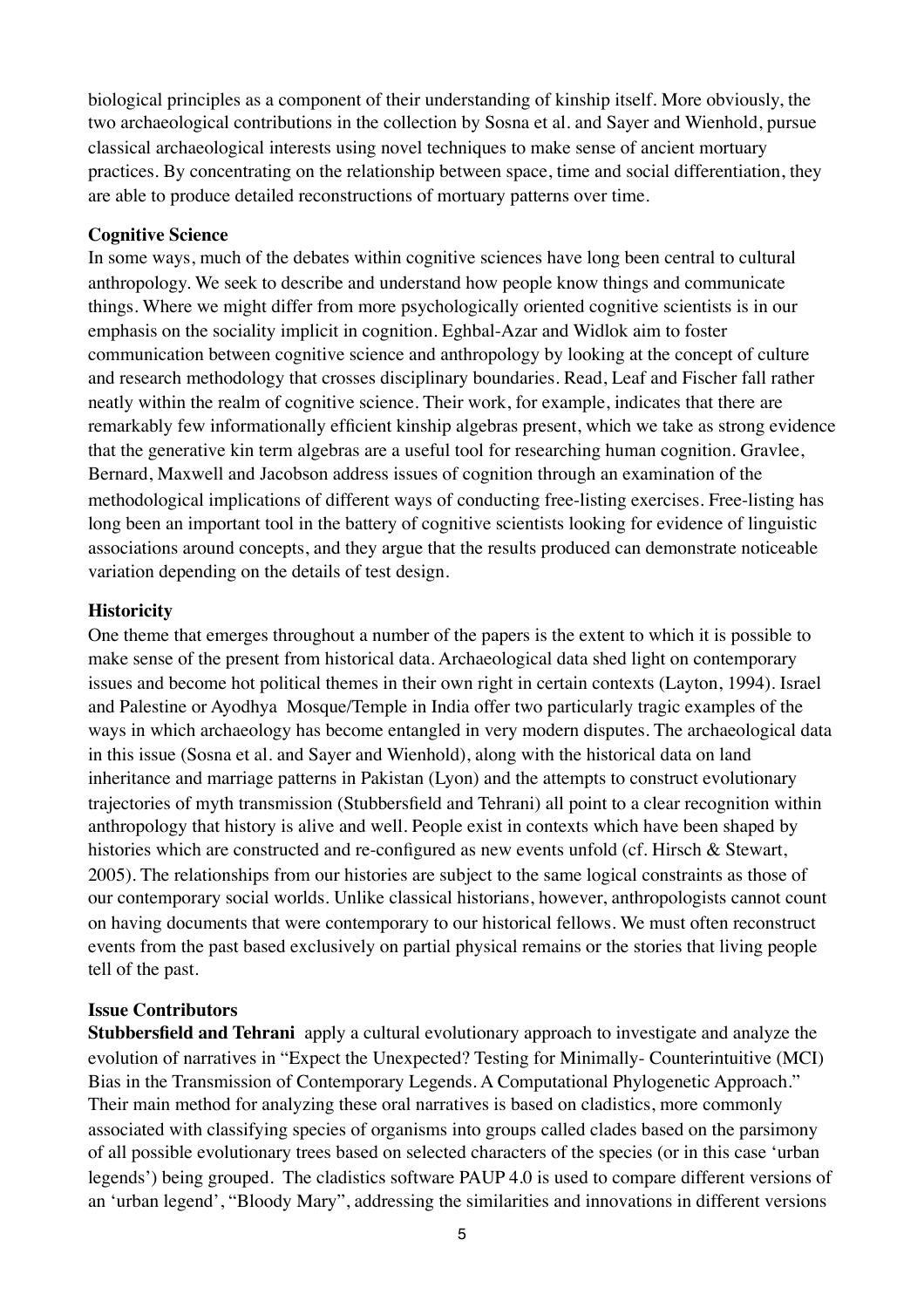biological principles as a component of their understanding of kinship itself. More obviously, the two archaeological contributions in the collection by Sosna et al. and Sayer and Wienhold, pursue classical archaeological interests using novel techniques to make sense of ancient mortuary practices. By concentrating on the relationship between space, time and social differentiation, they are able to produce detailed reconstructions of mortuary patterns over time.

**Cognitive Science**

In some ways, much of the debates within cognitive sciences have long been central to cultural anthropology. We seek to describe and understand how people know things and communicate things. Where we might differ from more psychologically oriented cognitive scientists is in our emphasis on the sociality implicit in cognition. Eghbal-Azar and Widlok aim to foster communication between cognitive science and anthropology by looking at the concept of culture and research methodology that crosses disciplinary boundaries. Read, Leaf and Fischer fall rather neatly within the realm of cognitive science. Their work, for example, indicates that there are remarkably few informationally efficient kinship algebras present, which we take as strong evidence that the generative kin term algebras are a useful tool for researching human cognition. Gravlee, Bernard, Maxwell and Jacobson address issues of cognition through an examination of the methodological implications of different ways of conducting free-listing exercises. Free-listing has long been an important tool in the battery of cognitive scientists looking for evidence of linguistic associations around concepts, and they argue that the results produced can demonstrate noticeable variation depending on the details of test design.

**Historicity**

One theme that emerges throughout a number of the papers is the extent to which it is possible to make sense of the present from historical data. Archaeological data shed light on contemporary issues and become hot political themes in their own right in certain contexts (Layton, 1994). Israel and Palestine or Ayodhya Mosque/Temple in India offer two particularly tragic examples of the ways in which archaeology has become entangled in very modern disputes. The archaeological data in this issue (Sosna et al. and Sayer and Wienhold), along with the historical data on land inheritance and marriage patterns in Pakistan (Lyon) and the attempts to construct evolutionary trajectories of myth transmission (Stubbersfield and Tehrani) all point to a clear recognition within anthropology that history is alive and well. People exist in contexts which have been shaped by histories which are constructed and re-configured as new events unfold (cf. Hirsch & Stewart, 2005). The relationships from our histories are subject to the same logical constraints as those of our contemporary social worlds. Unlike classical historians, however, anthropologists cannot count on having documents that were contemporary to our historical fellows. We must often reconstruct events from the past based exclusively on partial physical remains or the stories that living people tell of the past.

**Issue Contributors**

**Stubbersfield and Tehrani** apply a cultural evolutionary approach to investigate and analyze the evolution of narratives in "Expect the Unexpected? Testing for Minimally- Counterintuitive (MCI) Bias in the Transmission of Contemporary Legends. A Computational Phylogenetic Approach." Their main method for analyzing these oral narratives is based on cladistics, more commonly associated with classifying species of organisms into groups called clades based on the parsimony of all possible evolutionary trees based on selected characters of the species (or in this case 'urban legends') being grouped. The cladistics software PAUP 4.0 is used to compare different versions of an 'urban legend', "Bloody Mary", addressing the similarities and innovations in different versions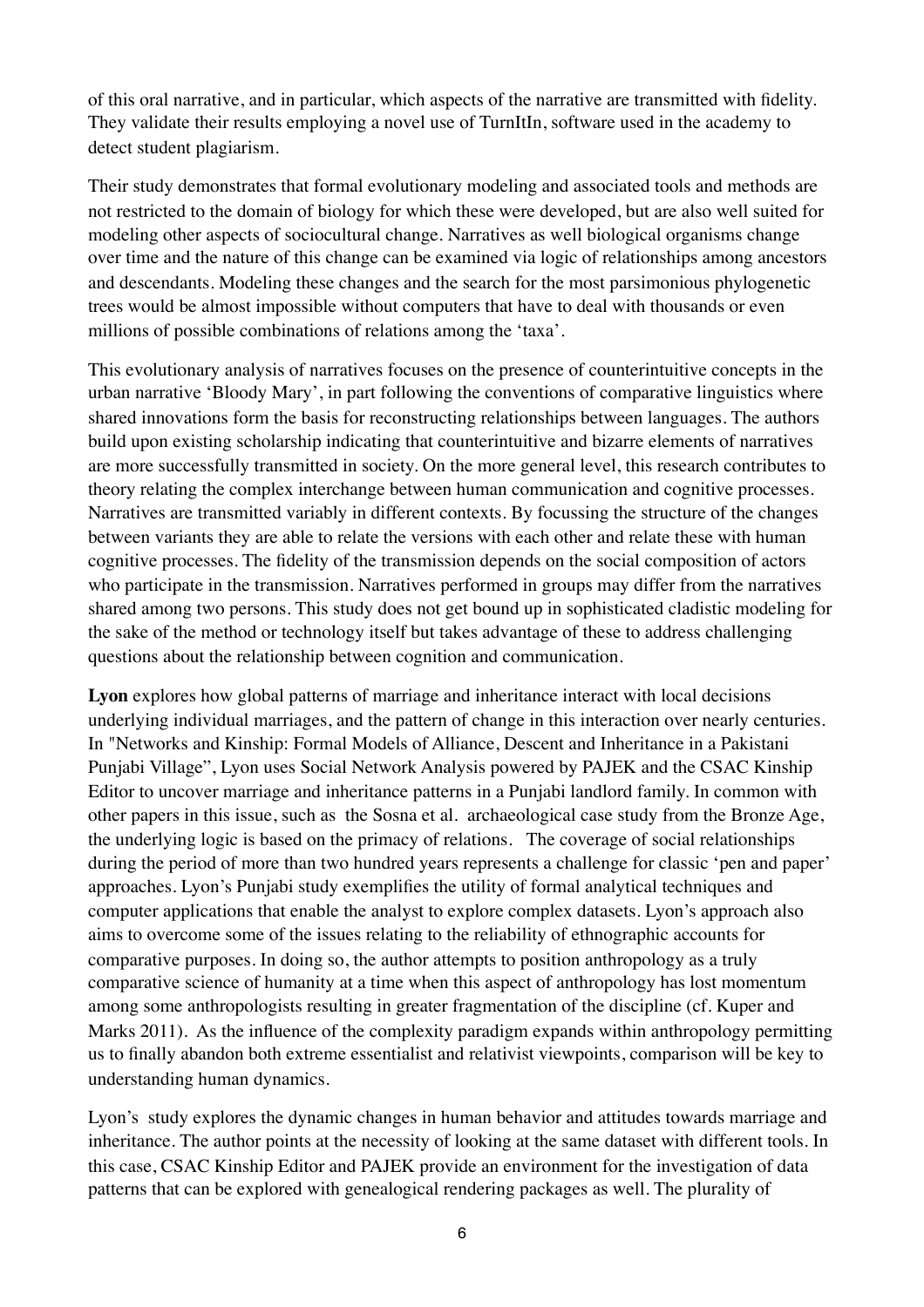of this oral narrative, and in particular, which aspects of the narrative are transmitted with fidelity. They validate their results employing a novel use of TurnItIn, software used in the academy to detect student plagiarism.

Their study demonstrates that formal evolutionary modeling and associated tools and methods are not restricted to the domain of biology for which these were developed, but are also well suited for modeling other aspects of sociocultural change. Narratives as well biological organisms change over time and the nature of this change can be examined via logic of relationships among ancestors and descendants. Modeling these changes and the search for the most parsimonious phylogenetic trees would be almost impossible without computers that have to deal with thousands or even millions of possible combinations of relations among the 'taxa'.

This evolutionary analysis of narratives focuses on the presence of counterintuitive concepts in the urban narrative 'Bloody Mary', in part following the conventions of comparative linguistics where shared innovations form the basis for reconstructing relationships between languages. The authors build upon existing scholarship indicating that counterintuitive and bizarre elements of narratives are more successfully transmitted in society. On the more general level, this research contributes to theory relating the complex interchange between human communication and cognitive processes. Narratives are transmitted variably in different contexts. By focussing the structure of the changes between variants they are able to relate the versions with each other and relate these with human cognitive processes. The fidelity of the transmission depends on the social composition of actors who participate in the transmission. Narratives performed in groups may differ from the narratives shared among two persons. This study does not get bound up in sophisticated cladistic modeling for the sake of the method or technology itself but takes advantage of these to address challenging questions about the relationship between cognition and communication.

**Lyon** explores how global patterns of marriage and inheritance interact with local decisions underlying individual marriages, and the pattern of change in this interaction over nearly centuries. In "Networks and Kinship: Formal Models of Alliance, Descent and Inheritance in a Pakistani Punjabi Village", Lyon uses Social Network Analysis powered by PAJEK and the CSAC Kinship Editor to uncover marriage and inheritance patterns in a Punjabi landlord family. In common with other papers in this issue, such as the Sosna et al. archaeological case study from the Bronze Age, the underlying logic is based on the primacy of relations. The coverage of social relationships during the period of more than two hundred years represents a challenge for classic 'pen and paper' approaches. Lyon's Punjabi study exemplifies the utility of formal analytical techniques and computer applications that enable the analyst to explore complex datasets. Lyon's approach also aims to overcome some of the issues relating to the reliability of ethnographic accounts for comparative purposes. In doing so, the author attempts to position anthropology as a truly comparative science of humanity at a time when this aspect of anthropology has lost momentum among some anthropologists resulting in greater fragmentation of the discipline (cf. Kuper and Marks 2011). As the influence of the complexity paradigm expands within anthropology permitting us to finally abandon both extreme essentialist and relativist viewpoints, comparison will be key to understanding human dynamics.

Lyon's study explores the dynamic changes in human behavior and attitudes towards marriage and inheritance. The author points at the necessity of looking at the same dataset with different tools. In this case, CSAC Kinship Editor and PAJEK provide an environment for the investigation of data patterns that can be explored with genealogical rendering packages as well. The plurality of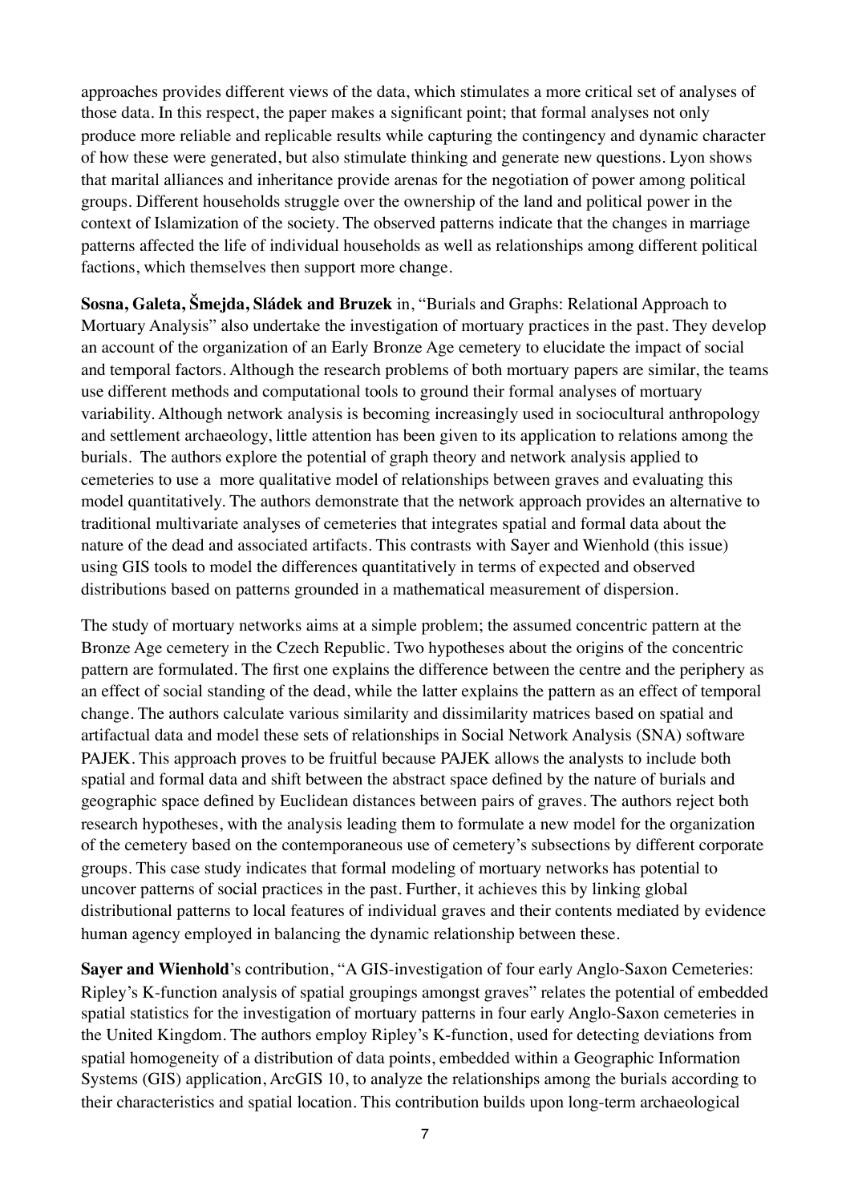approaches provides different views of the data, which stimulates a more critical set of analyses of those data. In this respect, the paper makes a significant point; that formal analyses not only produce more reliable and replicable results while capturing the contingency and dynamic character of how these were generated, but also stimulate thinking and generate new questions. Lyon shows that marital alliances and inheritance provide arenas for the negotiation of power among political groups. Different households struggle over the ownership of the land and political power in the context of Islamization of the society. The observed patterns indicate that the changes in marriage patterns affected the life of individual households as well as relationships among different political factions, which themselves then support more change.

**Sosna, Galeta, Šmejda, Sládek and Bruzek** in, "Burials and Graphs: Relational Approach to Mortuary Analysis" also undertake the investigation of mortuary practices in the past. They develop an account of the organization of an Early Bronze Age cemetery to elucidate the impact of social and temporal factors. Although the research problems of both mortuary papers are similar, the teams use different methods and computational tools to ground their formal analyses of mortuary variability. Although network analysis is becoming increasingly used in sociocultural anthropology and settlement archaeology, little attention has been given to its application to relations among the burials. The authors explore the potential of graph theory and network analysis applied to cemeteries to use a more qualitative model of relationships between graves and evaluating this model quantitatively. The authors demonstrate that the network approach provides an alternative to traditional multivariate analyses of cemeteries that integrates spatial and formal data about the nature of the dead and associated artifacts. This contrasts with Sayer and Wienhold (this issue) using GIS tools to model the differences quantitatively in terms of expected and observed distributions based on patterns grounded in a mathematical measurement of dispersion.

The study of mortuary networks aims at a simple problem; the assumed concentric pattern at the Bronze Age cemetery in the Czech Republic. Two hypotheses about the origins of the concentric pattern are formulated. The first one explains the difference between the centre and the periphery as an effect of social standing of the dead, while the latter explains the pattern as an effect of temporal change. The authors calculate various similarity and dissimilarity matrices based on spatial and artifactual data and model these sets of relationships in Social Network Analysis (SNA) software PAJEK. This approach proves to be fruitful because PAJEK allows the analysts to include both spatial and formal data and shift between the abstract space defined by the nature of burials and geographic space defined by Euclidean distances between pairs of graves. The authors reject both research hypotheses, with the analysis leading them to formulate a new model for the organization of the cemetery based on the contemporaneous use of cemetery's subsections by different corporate groups. This case study indicates that formal modeling of mortuary networks has potential to uncover patterns of social practices in the past. Further, it achieves this by linking global distributional patterns to local features of individual graves and their contents mediated by evidence human agency employed in balancing the dynamic relationship between these.

**Sayer and Wienhold**'s contribution, "A GIS-investigation of four early Anglo-Saxon Cemeteries: Ripley's K-function analysis of spatial groupings amongst graves" relates the potential of embedded spatial statistics for the investigation of mortuary patterns in four early Anglo-Saxon cemeteries in the United Kingdom. The authors employ Ripley's K-function, used for detecting deviations from spatial homogeneity of a distribution of data points, embedded within a Geographic Information Systems (GIS) application, ArcGIS 10, to analyze the relationships among the burials according to their characteristics and spatial location. This contribution builds upon long-term archaeological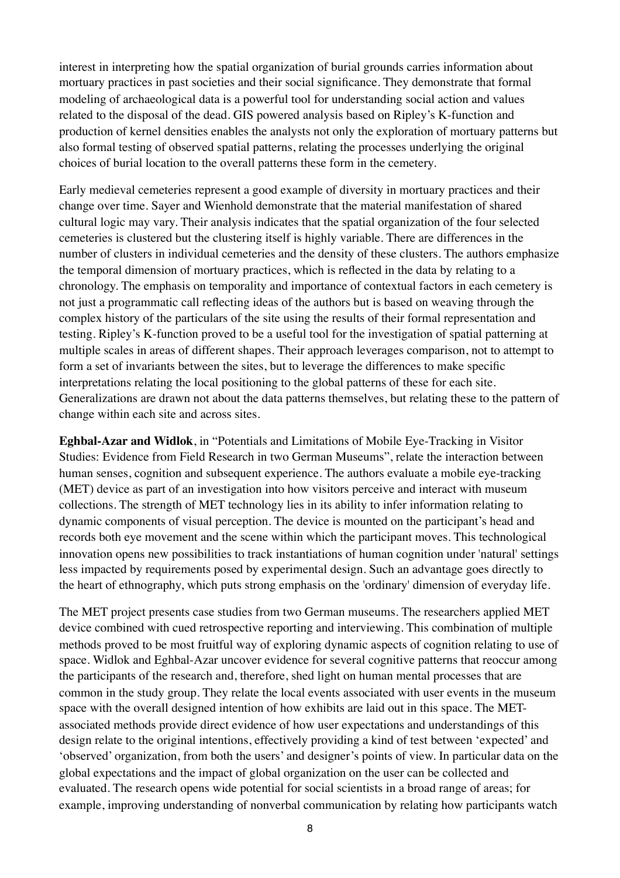interest in interpreting how the spatial organization of burial grounds carries information about mortuary practices in past societies and their social significance. They demonstrate that formal modeling of archaeological data is a powerful tool for understanding social action and values related to the disposal of the dead. GIS powered analysis based on Ripley's K-function and production of kernel densities enables the analysts not only the exploration of mortuary patterns but also formal testing of observed spatial patterns, relating the processes underlying the original choices of burial location to the overall patterns these form in the cemetery.

Early medieval cemeteries represent a good example of diversity in mortuary practices and their change over time. Sayer and Wienhold demonstrate that the material manifestation of shared cultural logic may vary. Their analysis indicates that the spatial organization of the four selected cemeteries is clustered but the clustering itself is highly variable. There are differences in the number of clusters in individual cemeteries and the density of these clusters. The authors emphasize the temporal dimension of mortuary practices, which is reflected in the data by relating to a chronology. The emphasis on temporality and importance of contextual factors in each cemetery is not just a programmatic call reflecting ideas of the authors but is based on weaving through the complex history of the particulars of the site using the results of their formal representation and testing. Ripley's K-function proved to be a useful tool for the investigation of spatial patterning at multiple scales in areas of different shapes. Their approach leverages comparison, not to attempt to form a set of invariants between the sites, but to leverage the differences to make specific interpretations relating the local positioning to the global patterns of these for each site. Generalizations are drawn not about the data patterns themselves, but relating these to the pattern of change within each site and across sites.

**Eghbal-Azar and Widlok**, in "Potentials and Limitations of Mobile Eye-Tracking in Visitor Studies: Evidence from Field Research in two German Museums", relate the interaction between human senses, cognition and subsequent experience. The authors evaluate a mobile eye-tracking (MET) device as part of an investigation into how visitors perceive and interact with museum collections. The strength of MET technology lies in its ability to infer information relating to dynamic components of visual perception. The device is mounted on the participant's head and records both eye movement and the scene within which the participant moves. This technological innovation opens new possibilities to track instantiations of human cognition under 'natural' settings less impacted by requirements posed by experimental design. Such an advantage goes directly to the heart of ethnography, which puts strong emphasis on the 'ordinary' dimension of everyday life.

The MET project presents case studies from two German museums. The researchers applied MET device combined with cued retrospective reporting and interviewing. This combination of multiple methods proved to be most fruitful way of exploring dynamic aspects of cognition relating to use of space. Widlok and Eghbal-Azar uncover evidence for several cognitive patterns that reoccur among the participants of the research and, therefore, shed light on human mental processes that are common in the study group. They relate the local events associated with user events in the museum space with the overall designed intention of how exhibits are laid out in this space. The MET-associated methods provide direct evidence of how user expectations and understandings of this design relate to the original intentions, effectively providing a kind of test between 'expected' and 'observed' organization, from both the users' and designer's points of view. In particular data on the global expectations and the impact of global organization on the user can be collected and evaluated. The research opens wide potential for social scientists in a broad range of areas; for example, improving understanding of nonverbal communication by relating how participants watch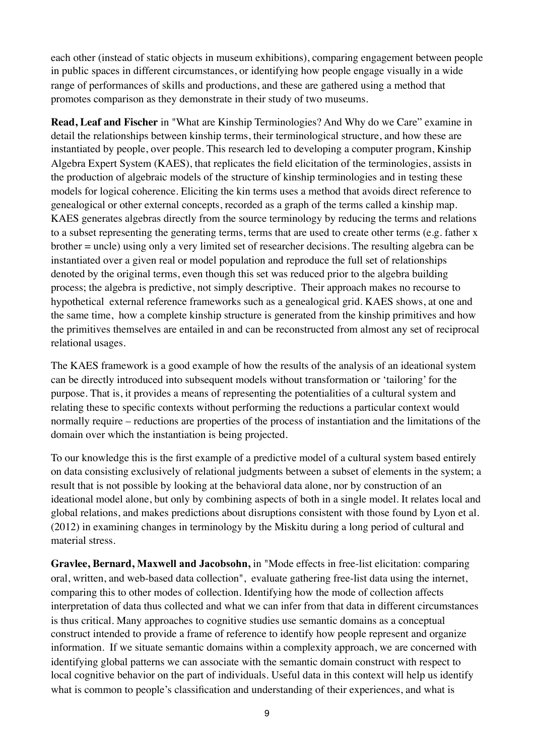each other (instead of static objects in museum exhibitions), comparing engagement between people in public spaces in different circumstances, or identifying how people engage visually in a wide range of performances of skills and productions, and these are gathered using a method that promotes comparison as they demonstrate in their study of two museums.

**Read, Leaf and Fischer** in "What are Kinship Terminologies? And Why do we Care" examine in detail the relationships between kinship terms, their terminological structure, and how these are instantiated by people, over people. This research led to developing a computer program, Kinship Algebra Expert System (KAES), that replicates the field elicitation of the terminologies, assists in the production of algebraic models of the structure of kinship terminologies and in testing these models for logical coherence. Eliciting the kin terms uses a method that avoids direct reference to genealogical or other external concepts, recorded as a graph of the terms called a kinship map. KAES generates algebras directly from the source terminology by reducing the terms and relations to a subset representing the generating terms, terms that are used to create other terms (e.g. father x brother = uncle) using only a very limited set of researcher decisions. The resulting algebra can be instantiated over a given real or model population and reproduce the full set of relationships denoted by the original terms, even though this set was reduced prior to the algebra building process; the algebra is predictive, not simply descriptive. Their approach makes no recourse to hypothetical external reference frameworks such as a genealogical grid. KAES shows, at one and the same time, how a complete kinship structure is generated from the kinship primitives and how the primitives themselves are entailed in and can be reconstructed from almost any set of reciprocal relational usages.

The KAES framework is a good example of how the results of the analysis of an ideational system can be directly introduced into subsequent models without transformation or 'tailoring' for the purpose. That is, it provides a means of representing the potentialities of a cultural system and relating these to specific contexts without performing the reductions a particular context would normally require – reductions are properties of the process of instantiation and the limitations of the domain over which the instantiation is being projected.

To our knowledge this is the first example of a predictive model of a cultural system based entirely on data consisting exclusively of relational judgments between a subset of elements in the system; a result that is not possible by looking at the behavioral data alone, nor by construction of an ideational model alone, but only by combining aspects of both in a single model. It relates local and global relations, and makes predictions about disruptions consistent with those found by Lyon et al. (2012) in examining changes in terminology by the Miskitu during a long period of cultural and material stress.

**Gravlee, Bernard, Maxwell and Jacobsohn,** in "Mode effects in free-list elicitation: comparing oral, written, and web-based data collection", evaluate gathering free-list data using the internet, comparing this to other modes of collection. Identifying how the mode of collection affects interpretation of data thus collected and what we can infer from that data in different circumstances is thus critical. Many approaches to cognitive studies use semantic domains as a conceptual construct intended to provide a frame of reference to identify how people represent and organize information. If we situate semantic domains within a complexity approach, we are concerned with identifying global patterns we can associate with the semantic domain construct with respect to local cognitive behavior on the part of individuals. Useful data in this context will help us identify what is common to people's classification and understanding of their experiences, and what is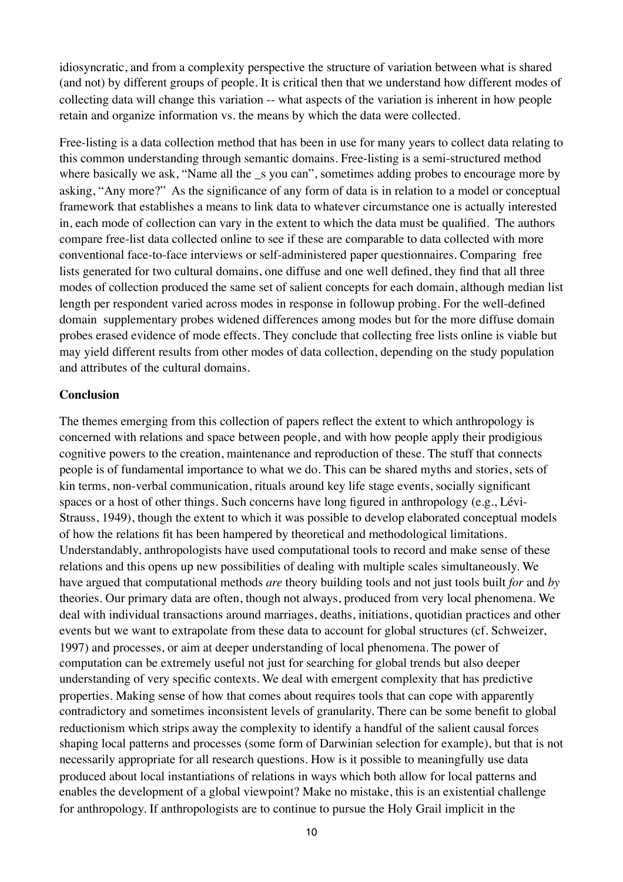idiosyncratic, and from a complexity perspective the structure of variation between what is shared (and not) by different groups of people. It is critical then that we understand how different modes of collecting data will change this variation -- what aspects of the variation is inherent in how people retain and organize information vs. the means by which the data were collected.

Free-listing is a data collection method that has been in use for many years to collect data relating to this common understanding through semantic domains. Free-listing is a semi-structured method where basically we ask, "Name all the _s you can", sometimes adding probes to encourage more by asking, "Any more?" As the significance of any form of data is in relation to a model or conceptual framework that establishes a means to link data to whatever circumstance one is actually interested in, each mode of collection can vary in the extent to which the data must be qualified. The authors compare free-list data collected online to see if these are comparable to data collected with more conventional face-to-face interviews or self-administered paper questionnaires. Comparing free lists generated for two cultural domains, one diffuse and one well defined, they find that all three modes of collection produced the same set of salient concepts for each domain, although median list length per respondent varied across modes in response in followup probing. For the well-defined domain supplementary probes widened differences among modes but for the more diffuse domain probes erased evidence of mode effects. They conclude that collecting free lists online is viable but may yield different results from other modes of data collection, depending on the study population and attributes of the cultural domains.

**Conclusion**

The themes emerging from this collection of papers reflect the extent to which anthropology is concerned with relations and space between people, and with how people apply their prodigious cognitive powers to the creation, maintenance and reproduction of these. The stuff that connects people is of fundamental importance to what we do. This can be shared myths and stories, sets of kin terms, non-verbal communication, rituals around key life stage events, socially significant spaces or a host of other things. Such concerns have long figured in anthropology (e.g., Lévi-Strauss, 1949), though the extent to which it was possible to develop elaborated conceptual models of how the relations fit has been hampered by theoretical and methodological limitations. Understandably, anthropologists have used computational tools to record and make sense of these relations and this opens up new possibilities of dealing with multiple scales simultaneously. We have argued that computational methods *are* theory building tools and not just tools built *for* and *by* theories. Our primary data are often, though not always, produced from very local phenomena. We deal with individual transactions around marriages, deaths, initiations, quotidian practices and other events but we want to extrapolate from these data to account for global structures (cf. Schweizer, 1997) and processes, or aim at deeper understanding of local phenomena. The power of computation can be extremely useful not just for searching for global trends but also deeper understanding of very specific contexts. We deal with emergent complexity that has predictive properties. Making sense of how that comes about requires tools that can cope with apparently contradictory and sometimes inconsistent levels of granularity. There can be some benefit to global reductionism which strips away the complexity to identify a handful of the salient causal forces shaping local patterns and processes (some form of Darwinian selection for example), but that is not necessarily appropriate for all research questions. How is it possible to meaningfully use data produced about local instantiations of relations in ways which both allow for local patterns and enables the development of a global viewpoint? Make no mistake, this is an existential challenge for anthropology. If anthropologists are to continue to pursue the Holy Grail implicit in the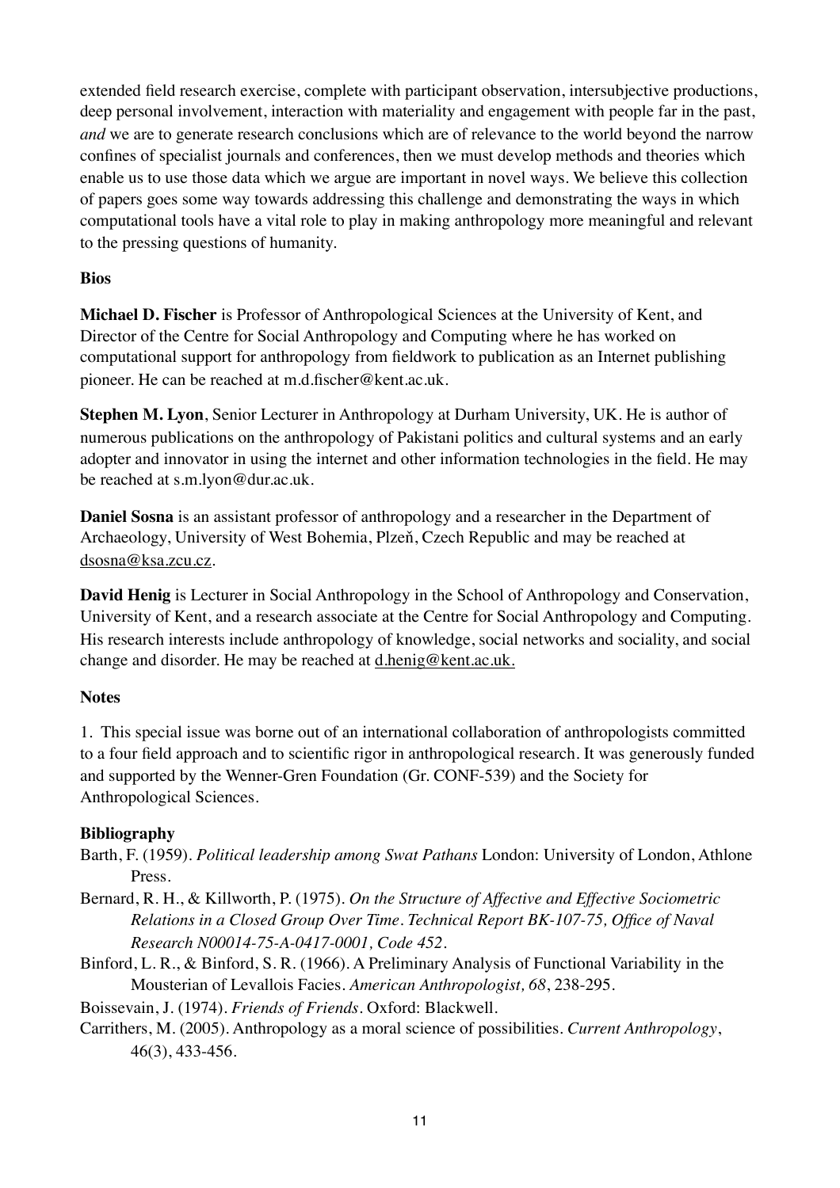extended field research exercise, complete with participant observation, intersubjective productions, deep personal involvement, interaction with materiality and engagement with people far in the past, *and* we are to generate research conclusions which are of relevance to the world beyond the narrow confines of specialist journals and conferences, then we must develop methods and theories which enable us to use those data which we argue are important in novel ways. We believe this collection of papers goes some way towards addressing this challenge and demonstrating the ways in which computational tools have a vital role to play in making anthropology more meaningful and relevant to the pressing questions of humanity.

## Bios

**Michael D. Fischer** is Professor of Anthropological Sciences at the University of Kent, and Director of the Centre for Social Anthropology and Computing where he has worked on computational support for anthropology from fieldwork to publication as an Internet publishing pioneer. He can be reached at m.d.fischer@kent.ac.uk.

**Stephen M. Lyon**, Senior Lecturer in Anthropology at Durham University, UK. He is author of numerous publications on the anthropology of Pakistani politics and cultural systems and an early adopter and innovator in using the internet and other information technologies in the field. He may be reached at s.m.lyon@dur.ac.uk.

**Daniel Sosna** is an assistant professor of anthropology and a researcher in the Department of Archaeology, University of West Bohemia, Plzeň, Czech Republic and may be reached at dsosna@ksa.zcu.cz.

**David Henig** is Lecturer in Social Anthropology in the School of Anthropology and Conservation, University of Kent, and a research associate at the Centre for Social Anthropology and Computing. His research interests include anthropology of knowledge, social networks and sociality, and social change and disorder. He may be reached at d.henig@kent.ac.uk.

## Notes

1. This special issue was borne out of an international collaboration of anthropologists committed to a four field approach and to scientific rigor in anthropological research. It was generously funded and supported by the Wenner-Gren Foundation (Gr. CONF-539) and the Society for Anthropological Sciences.

## Bibliography

Barth, F. (1959). *Political leadership among Swat Pathans* London: University of London, Athlone Press.

Bernard, R. H., & Killworth, P. (1975). *On the Structure of Affective and Effective Sociometric Relations in a Closed Group Over Time. Technical Report BK-107-75, Office of Naval Research N00014-75-A-0417-0001, Code 452.*

Binford, L. R., & Binford, S. R. (1966). A Preliminary Analysis of Functional Variability in the Mousterian of Levallois Facies. *American Anthropologist, 68*, 238-295.

Boissevain, J. (1974). *Friends of Friends*. Oxford: Blackwell.

Carrithers, M. (2005). Anthropology as a moral science of possibilities. *Current Anthropology*, 46(3), 433-456.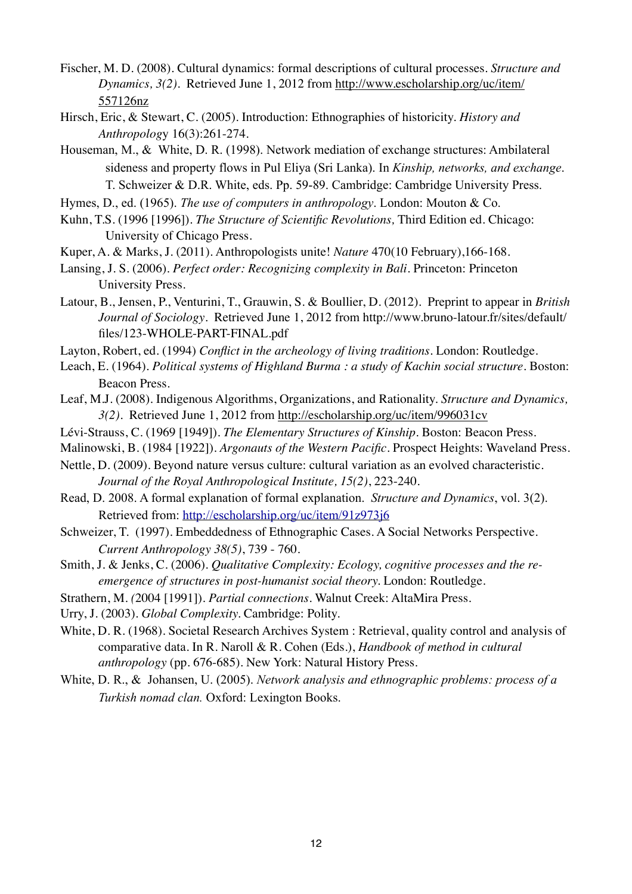Fischer, M. D. (2008). Cultural dynamics: formal descriptions of cultural processes. *Structure and Dynamics, 3(2)*. Retrieved June 1, 2012 from http://www.escholarship.org/uc/item/557126nz

Hirsch, Eric, & Stewart, C. (2005). Introduction: Ethnographies of historicity. *History and Anthropology* 16(3):261-274.

Houseman, M., & White, D. R. (1998). Network mediation of exchange structures: Ambilateral sideness and property flows in Pul Eliya (Sri Lanka). In *Kinship, networks, and exchange*. T. Schweizer & D.R. White, eds. Pp. 59-89. Cambridge: Cambridge University Press.

Hymes, D., ed. (1965). *The use of computers in anthropology*. London: Mouton & Co.

Kuhn, T.S. (1996 [1996]). *The Structure of Scientific Revolutions,* Third Edition ed. Chicago: University of Chicago Press.

Kuper, A. & Marks, J. (2011). Anthropologists unite! *Nature* 470(10 February),166-168.

Lansing, J. S. (2006). *Perfect order: Recognizing complexity in Bali*. Princeton: Princeton University Press.

Latour, B., Jensen, P., Venturini, T., Grauwin, S. & Boullier, D. (2012). Preprint to appear in *British Journal of Sociology*. Retrieved June 1, 2012 from http://www.bruno-latour.fr/sites/default/files/123-WHOLE-PART-FINAL.pdf

Layton, Robert, ed. (1994) *Conflict in the archeology of living traditions*. London: Routledge.

Leach, E. (1964). *Political systems of Highland Burma : a study of Kachin social structure*. Boston: Beacon Press.

Leaf, M.J. (2008). Indigenous Algorithms, Organizations, and Rationality. *Structure and Dynamics, 3(2)*. Retrieved June 1, 2012 from http://escholarship.org/uc/item/996031cv

Lévi-Strauss, C. (1969 [1949]). *The Elementary Structures of Kinship*. Boston: Beacon Press.

Malinowski, B. (1984 [1922]). *Argonauts of the Western Pacific*. Prospect Heights: Waveland Press.

Nettle, D. (2009). Beyond nature versus culture: cultural variation as an evolved characteristic. *Journal of the Royal Anthropological Institute, 15(2)*, 223-240.

Read, D. 2008. A formal explanation of formal explanation. *Structure and Dynamics*, vol. 3(2). Retrieved from: http://escholarship.org/uc/item/91z973j6

Schweizer, T. (1997). Embeddedness of Ethnographic Cases. A Social Networks Perspective. *Current Anthropology 38(5)*, 739 - 760.

Smith, J. & Jenks, C. (2006). *Qualitative Complexity: Ecology, cognitive processes and the re-emergence of structures in post-humanist social theory.* London: Routledge.

Strathern, M. (2004 [1991]). *Partial connections*. Walnut Creek: AltaMira Press.

Urry, J. (2003). *Global Complexity*. Cambridge: Polity.

White, D. R. (1968). Societal Research Archives System : Retrieval, quality control and analysis of comparative data. In R. Naroll & R. Cohen (Eds.), *Handbook of method in cultural anthropology* (pp. 676-685). New York: Natural History Press.

White, D. R., & Johansen, U. (2005). *Network analysis and ethnographic problems: process of a Turkish nomad clan.* Oxford: Lexington Books.